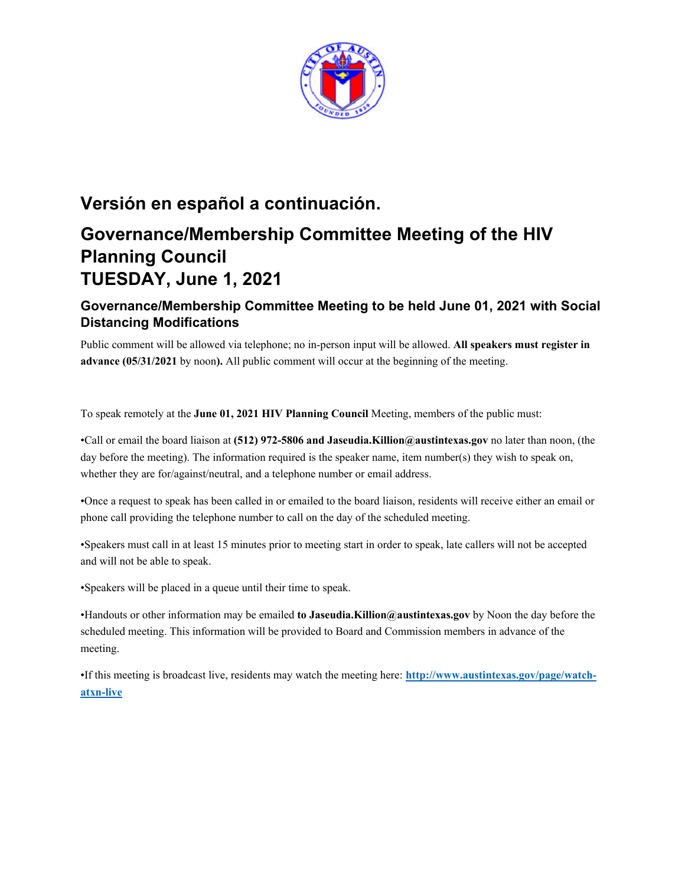## Versión en español a continuación.

# Governance/Membership Committee Meeting of the HIV Planning Council
# TUESDAY, June 1, 2021

### Governance/Membership Committee Meeting to be held June 01, 2021 with Social Distancing Modifications

Public comment will be allowed via telephone; no in-person input will be allowed. **All speakers must register in advance (05/31/2021** by noon**).** All public comment will occur at the beginning of the meeting.

To speak remotely at the **June 01, 2021 HIV Planning Council** Meeting, members of the public must:

•Call or email the board liaison at **(512) 972-5806 and Jaseudia.Killion@austintexas.gov** no later than noon, (the day before the meeting). The information required is the speaker name, item number(s) they wish to speak on, whether they are for/against/neutral, and a telephone number or email address.

•Once a request to speak has been called in or emailed to the board liaison, residents will receive either an email or phone call providing the telephone number to call on the day of the scheduled meeting.

•Speakers must call in at least 15 minutes prior to meeting start in order to speak, late callers will not be accepted and will not be able to speak.

•Speakers will be placed in a queue until their time to speak.

•Handouts or other information may be emailed **to Jaseudia.Killion@austintexas.gov** by Noon the day before the scheduled meeting. This information will be provided to Board and Commission members in advance of the meeting.

•If this meeting is broadcast live, residents may watch the meeting here: **http://www.austintexas.gov/page/watch-atxn-live**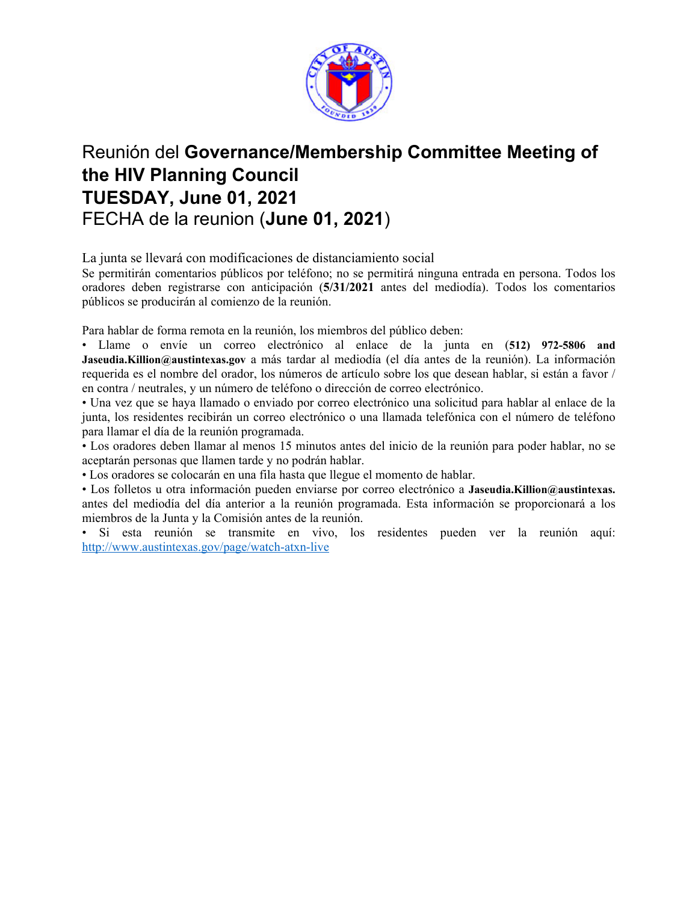# Reunión del **Governance/Membership Committee Meeting of the HIV Planning Council**
# **TUESDAY, June 01, 2021**
# FECHA de la reunion (**June 01, 2021**)

La junta se llevará con modificaciones de distanciamiento social

Se permitirán comentarios públicos por teléfono; no se permitirá ninguna entrada en persona. Todos los oradores deben registrarse con anticipación (**5/31/2021** antes del mediodía). Todos los comentarios públicos se producirán al comienzo de la reunión.

Para hablar de forma remota en la reunión, los miembros del público deben:

- Llame o envíe un correo electrónico al enlace de la junta en **(512) 972-5806 and Jaseudia.Killion@austintexas.gov** a más tardar al mediodía (el día antes de la reunión). La información requerida es el nombre del orador, los números de artículo sobre los que desean hablar, si están a favor / en contra / neutrales, y un número de teléfono o dirección de correo electrónico.
- Una vez que se haya llamado o enviado por correo electrónico una solicitud para hablar al enlace de la junta, los residentes recibirán un correo electrónico o una llamada telefónica con el número de teléfono para llamar el día de la reunión programada.
- Los oradores deben llamar al menos 15 minutos antes del inicio de la reunión para poder hablar, no se aceptarán personas que llamen tarde y no podrán hablar.
- Los oradores se colocarán en una fila hasta que llegue el momento de hablar.
- Los folletos u otra información pueden enviarse por correo electrónico a **Jaseudia.Killion@austintexas.** antes del mediodía del día anterior a la reunión programada. Esta información se proporcionará a los miembros de la Junta y la Comisión antes de la reunión.
- Si esta reunión se transmite en vivo, los residentes pueden ver la reunión aquí: http://www.austintexas.gov/page/watch-atxn-live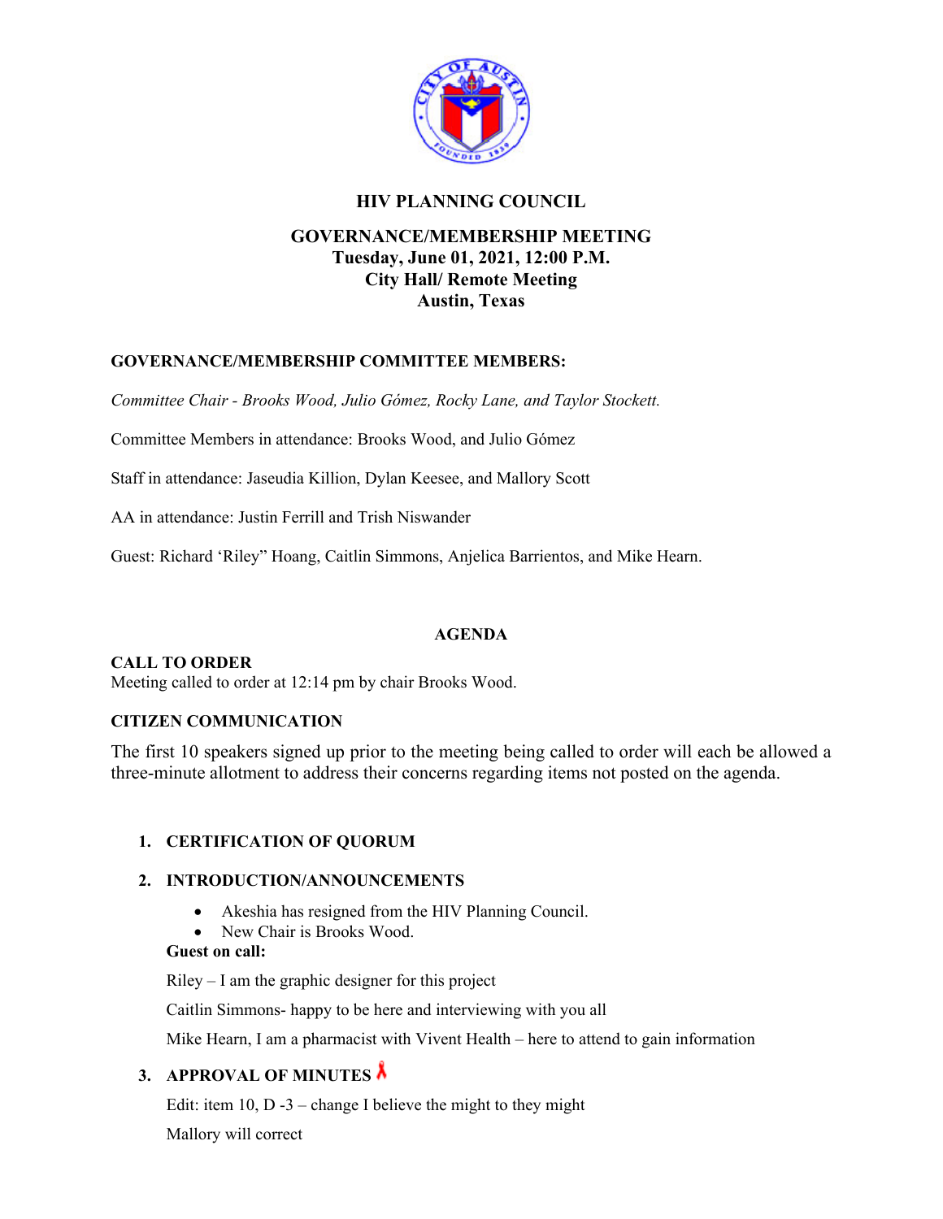# HIV PLANNING COUNCIL

## GOVERNANCE/MEMBERSHIP MEETING

**Tuesday, June 01, 2021, 12:00 P.M.**
**City Hall/ Remote Meeting**
**Austin, Texas**

**GOVERNANCE/MEMBERSHIP COMMITTEE MEMBERS:**

*Committee Chair - Brooks Wood, Julio Gómez, Rocky Lane, and Taylor Stockett.*

Committee Members in attendance: Brooks Wood, and Julio Gómez

Staff in attendance: Jaseudia Killion, Dylan Keesee, and Mallory Scott

AA in attendance: Justin Ferrill and Trish Niswander

Guest: Richard 'Riley" Hoang, Caitlin Simmons, Anjelica Barrientos, and Mike Hearn.

**AGENDA**

**CALL TO ORDER**
Meeting called to order at 12:14 pm by chair Brooks Wood.

**CITIZEN COMMUNICATION**

The first 10 speakers signed up prior to the meeting being called to order will each be allowed a three-minute allotment to address their concerns regarding items not posted on the agenda.

1. **CERTIFICATION OF QUORUM**

2. **INTRODUCTION/ANNOUNCEMENTS**
   - Akeshia has resigned from the HIV Planning Council.
   - New Chair is Brooks Wood.

   **Guest on call:**

   Riley – I am the graphic designer for this project

   Caitlin Simmons- happy to be here and interviewing with you all

   Mike Hearn, I am a pharmacist with Vivent Health – here to attend to gain information

3. **APPROVAL OF MINUTES**

   Edit: item 10, D -3 – change I believe the might to they might

   Mallory will correct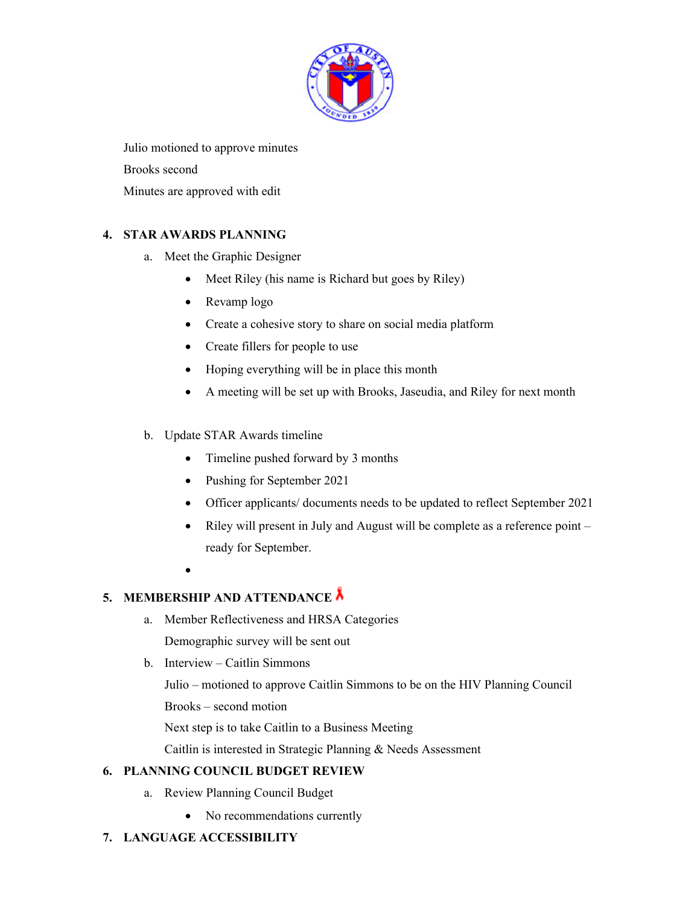Julio motioned to approve minutes

Brooks second

Minutes are approved with edit

## 4. STAR AWARDS PLANNING

a. Meet the Graphic Designer

- Meet Riley (his name is Richard but goes by Riley)
- Revamp logo
- Create a cohesive story to share on social media platform
- Create fillers for people to use
- Hoping everything will be in place this month
- A meeting will be set up with Brooks, Jaseudia, and Riley for next month

b. Update STAR Awards timeline

- Timeline pushed forward by 3 months
- Pushing for September 2021
- Officer applicants/ documents needs to be updated to reflect September 2021
- Riley will present in July and August will be complete as a reference point – ready for September.

## 5. MEMBERSHIP AND ATTENDANCE

a. Member Reflectiveness and HRSA Categories

Demographic survey will be sent out

b. Interview – Caitlin Simmons

Julio – motioned to approve Caitlin Simmons to be on the HIV Planning Council

Brooks – second motion

Next step is to take Caitlin to a Business Meeting

Caitlin is interested in Strategic Planning & Needs Assessment

## 6. PLANNING COUNCIL BUDGET REVIEW

a. Review Planning Council Budget

- No recommendations currently

## 7. LANGUAGE ACCESSIBILITY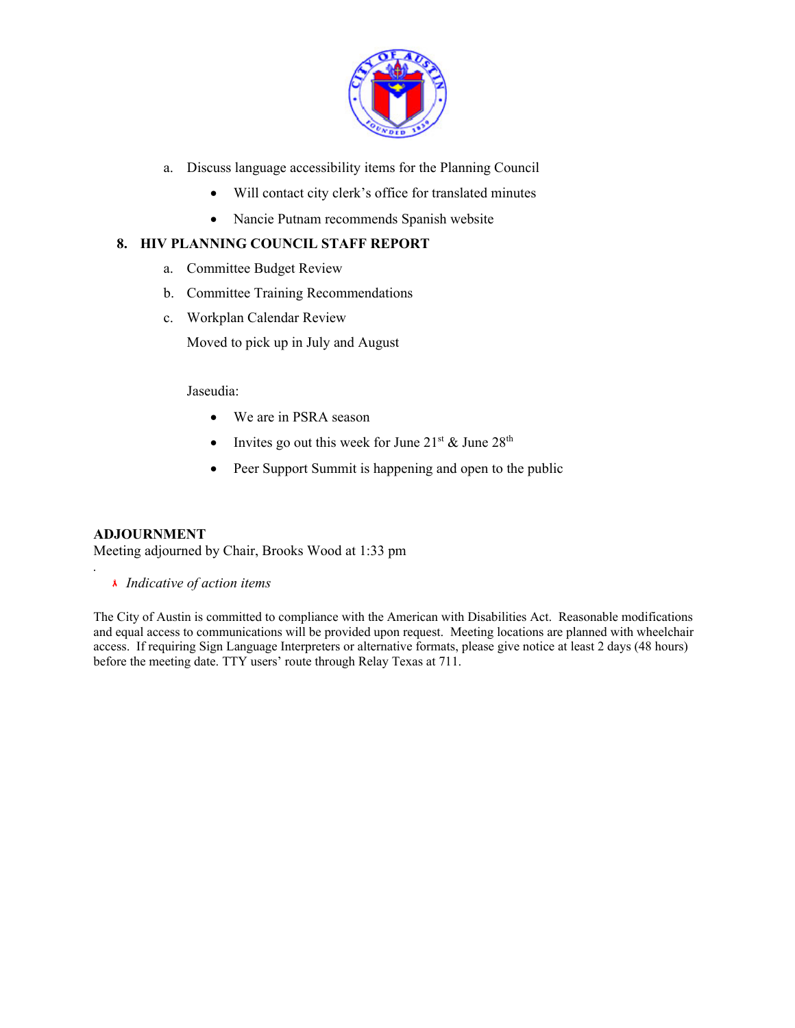a. Discuss language accessibility items for the Planning Council
   - Will contact city clerk's office for translated minutes
   - Nancie Putnam recommends Spanish website

**8. HIV PLANNING COUNCIL STAFF REPORT**

a. Committee Budget Review

b. Committee Training Recommendations

c. Workplan Calendar Review

   Moved to pick up in July and August

   Jaseudia:

   - We are in PSRA season
   - Invites go out this week for June 21st & June 28th
   - Peer Support Summit is happening and open to the public

**ADJOURNMENT**

Meeting adjourned by Chair, Brooks Wood at 1:33 pm

*Indicative of action items*

The City of Austin is committed to compliance with the American with Disabilities Act. Reasonable modifications and equal access to communications will be provided upon request. Meeting locations are planned with wheelchair access. If requiring Sign Language Interpreters or alternative formats, please give notice at least 2 days (48 hours) before the meeting date. TTY users' route through Relay Texas at 711.